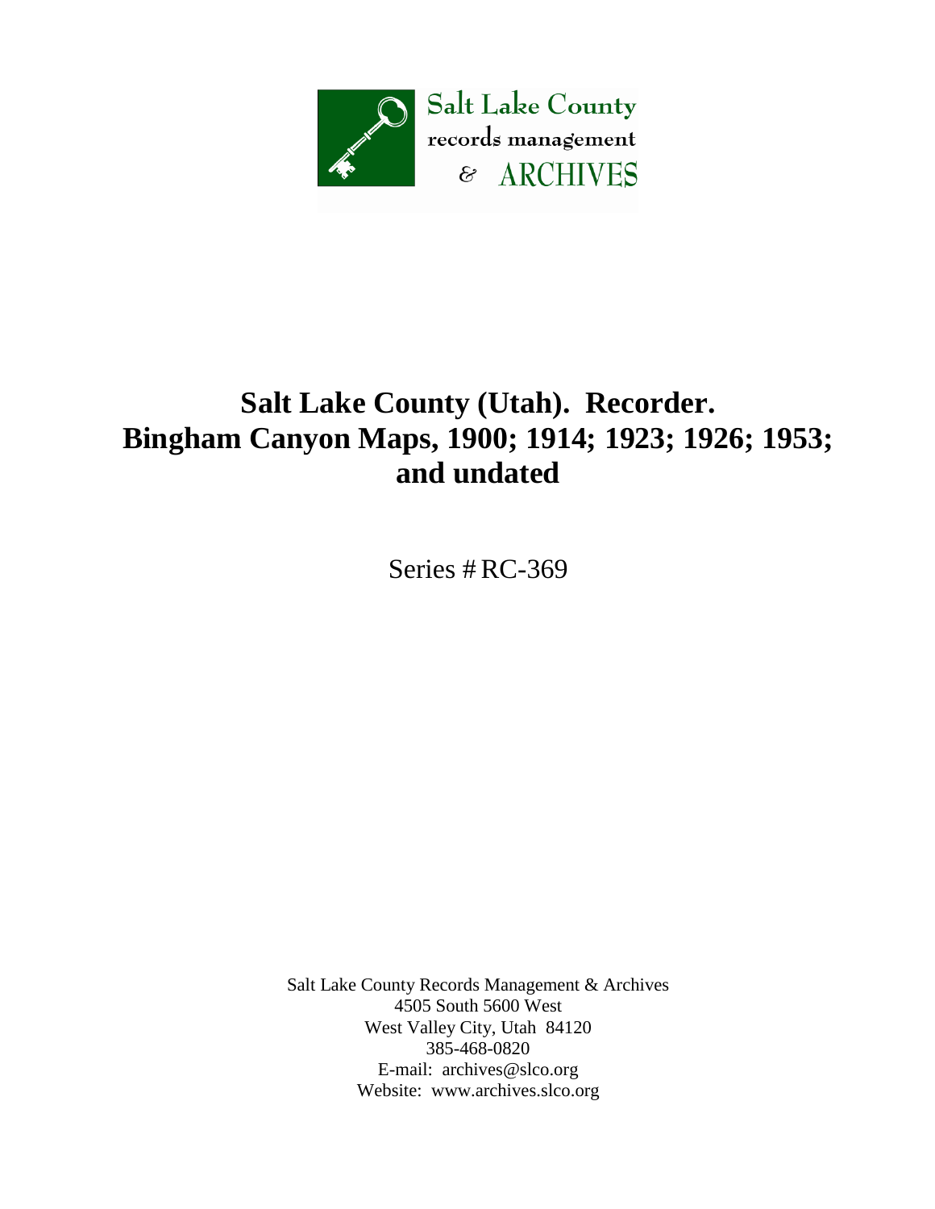Salt Lake County
records management
& ARCHIVES

# Salt Lake County (Utah). Recorder. Bingham Canyon Maps, 1900; 1914; 1923; 1926; 1953; and undated

Series # RC-369

Salt Lake County Records Management & Archives
4505 South 5600 West
West Valley City, Utah 84120
385-468-0820
E-mail: archives@slco.org
Website: www.archives.slco.org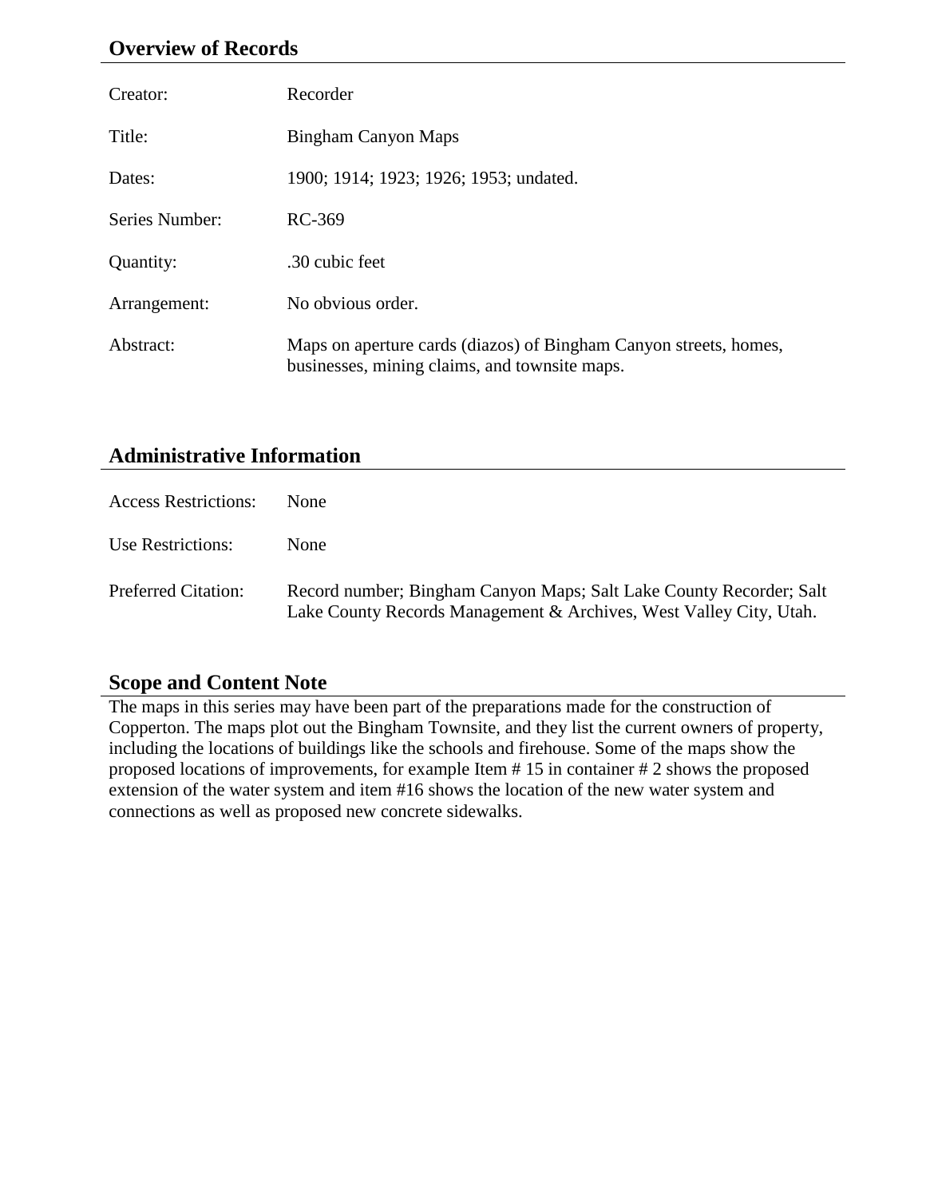## Overview of Records

| | |
|---|---|
| Creator: | Recorder |
| Title: | Bingham Canyon Maps |
| Dates: | 1900; 1914; 1923; 1926; 1953; undated. |
| Series Number: | RC-369 |
| Quantity: | .30 cubic feet |
| Arrangement: | No obvious order. |
| Abstract: | Maps on aperture cards (diazos) of Bingham Canyon streets, homes, businesses, mining claims, and townsite maps. |

## Administrative Information

| | |
|---|---|
| Access Restrictions: | None |
| Use Restrictions: | None |
| Preferred Citation: | Record number; Bingham Canyon Maps; Salt Lake County Recorder; Salt Lake County Records Management & Archives, West Valley City, Utah. |

## Scope and Content Note

The maps in this series may have been part of the preparations made for the construction of Copperton. The maps plot out the Bingham Townsite, and they list the current owners of property, including the locations of buildings like the schools and firehouse. Some of the maps show the proposed locations of improvements, for example Item # 15 in container # 2 shows the proposed extension of the water system and item #16 shows the location of the new water system and connections as well as proposed new concrete sidewalks.